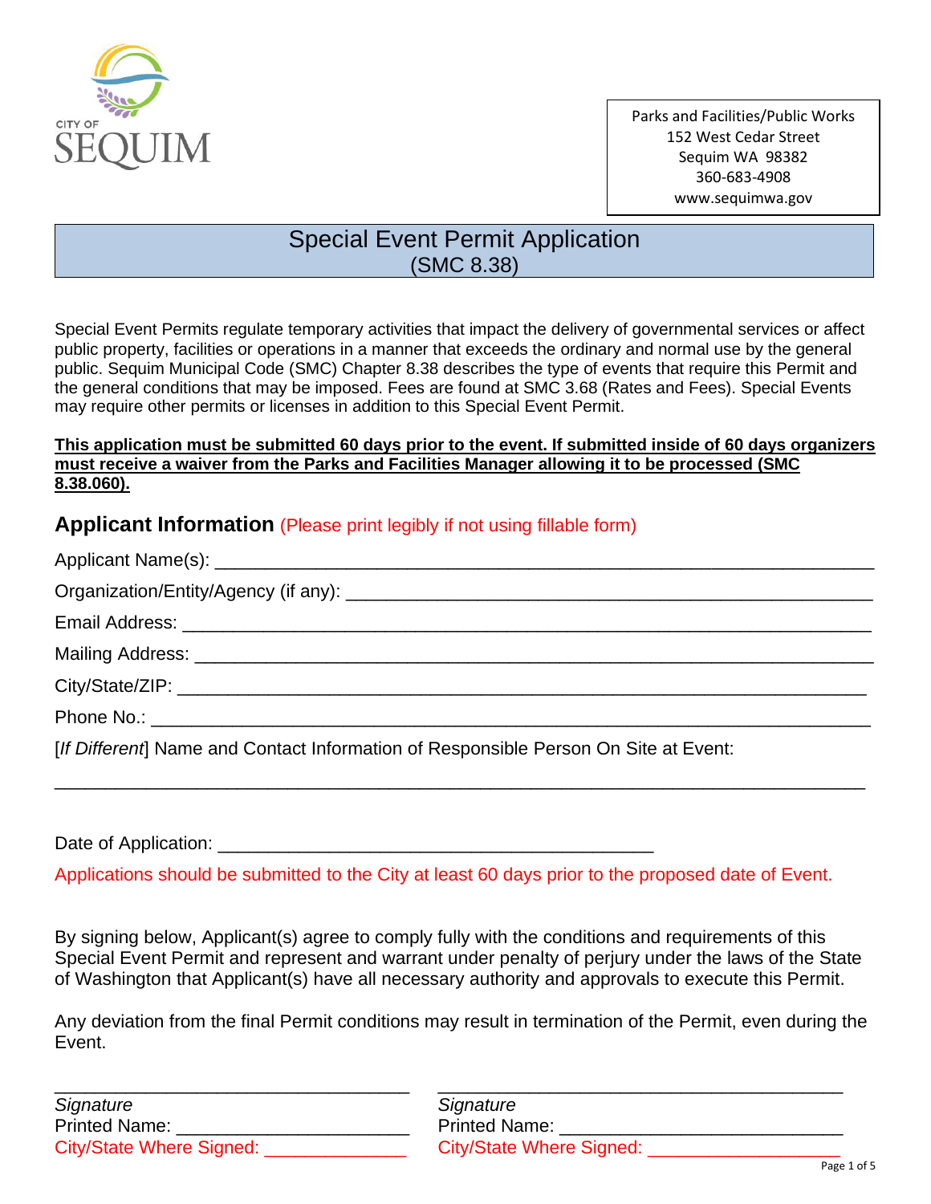CITY OF SEQUIM

Parks and Facilities/Public Works
152 West Cedar Street
Sequim WA 98382
360-683-4908
www.sequimwa.gov

# Special Event Permit Application
(SMC 8.38)

Special Event Permits regulate temporary activities that impact the delivery of governmental services or affect public property, facilities or operations in a manner that exceeds the ordinary and normal use by the general public. Sequim Municipal Code (SMC) Chapter 8.38 describes the type of events that require this Permit and the general conditions that may be imposed. Fees are found at SMC 3.68 (Rates and Fees). Special Events may require other permits or licenses in addition to this Special Event Permit.

**This application must be submitted 60 days prior to the event. If submitted inside of 60 days organizers must receive a waiver from the Parks and Facilities Manager allowing it to be processed (SMC 8.38.060).**

## Applicant Information (Please print legibly if not using fillable form)

Applicant Name(s): ___________________________________________________________

Organization/Entity/Agency (if any): ____________________________________________

Email Address: _______________________________________________________________

Mailing Address: _____________________________________________________________

City/State/ZIP: _______________________________________________________________

Phone No.: __________________________________________________________________

[*If Different*] Name and Contact Information of Responsible Person On Site at Event:

_____________________________________________________________________________

Date of Application: ___________________________________

Applications should be submitted to the City at least 60 days prior to the proposed date of Event.

By signing below, Applicant(s) agree to comply fully with the conditions and requirements of this Special Event Permit and represent and warrant under penalty of perjury under the laws of the State of Washington that Applicant(s) have all necessary authority and approvals to execute this Permit.

Any deviation from the final Permit conditions may result in termination of the Permit, even during the Event.

___________________________________
*Signature*
Printed Name: ______________________
City/State Where Signed: _____________

___________________________________
*Signature*
Printed Name: ______________________
City/State Where Signed: _____________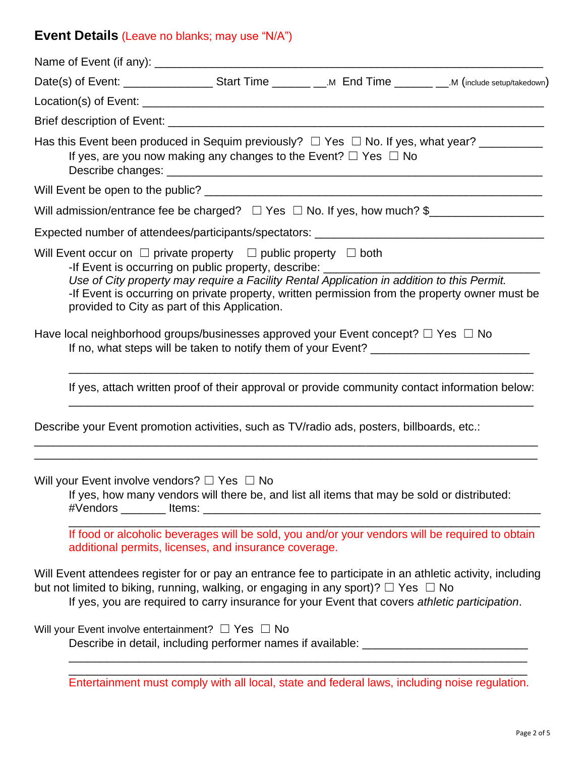## **Event Details** (Leave no blanks; may use "N/A")

Name of Event (if any): ____________________________________________________________

Date(s) of Event: ______________ Start Time ______ __.M End Time ______ __.M (include setup/takedown)

Location(s) of Event: _______________________________________________________________

Brief description of Event: ___________________________________________________________

Has this Event been produced in Sequim previously? ☐ Yes ☐ No. If yes, what year? __________

If yes, are you now making any changes to the Event? ☐ Yes ☐ No

Describe changes: ___________________________________________________________

Will Event be open to the public? _______________________________________________________

Will admission/entrance fee be charged? ☐ Yes ☐ No. If yes, how much? $_________________

Expected number of attendees/participants/spectators: ____________________________________

Will Event occur on ☐ private property ☐ public property ☐ both

-If Event is occurring on public property, describe: __________________________________

*Use of City property may require a Facility Rental Application in addition to this Permit.*

-If Event is occurring on private property, written permission from the property owner must be provided to City as part of this Application.

Have local neighborhood groups/businesses approved your Event concept? ☐ Yes ☐ No

If no, what steps will be taken to notify them of your Event? _________________________

_____________________________________________________________________________

If yes, attach written proof of their approval or provide community contact information below:

_____________________________________________________________________________

Describe your Event promotion activities, such as TV/radio ads, posters, billboards, etc.:

_____________________________________________________________________________

_____________________________________________________________________________

Will your Event involve vendors? ☐ Yes ☐ No

If yes, how many vendors will there be, and list all items that may be sold or distributed:

#Vendors _______ Items: ______________________________________________________

_____________________________________________________________________________

If food or alcoholic beverages will be sold, you and/or your vendors will be required to obtain additional permits, licenses, and insurance coverage.

Will Event attendees register for or pay an entrance fee to participate in an athletic activity, including but not limited to biking, running, walking, or engaging in any sport)? ☐ Yes ☐ No

If yes, you are required to carry insurance for your Event that covers *athletic participation*.

Will your Event involve entertainment? ☐ Yes ☐ No

Describe in detail, including performer names if available: _________________________

_____________________________________________________________________________

_____________________________________________________________________________

Entertainment must comply with all local, state and federal laws, including noise regulation.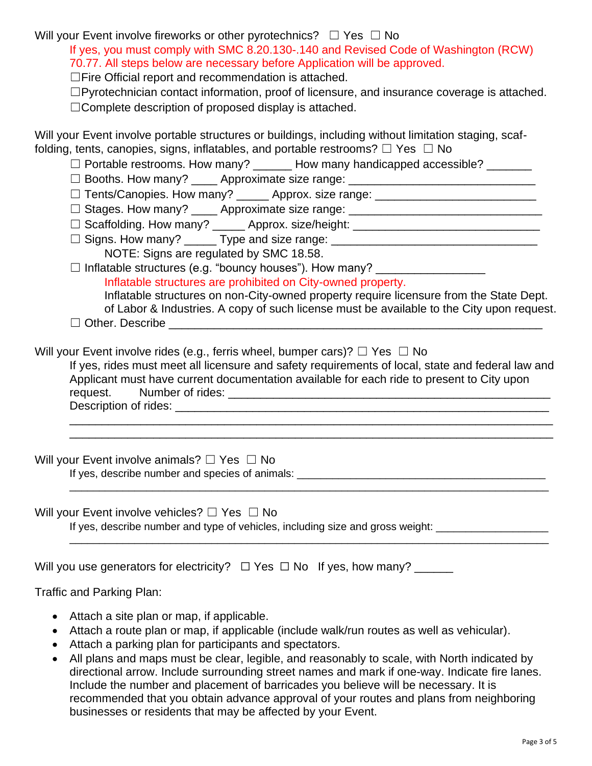Will your Event involve fireworks or other pyrotechnics? ☐ Yes ☐ No

If yes, you must comply with SMC 8.20.130-.140 and Revised Code of Washington (RCW) 70.77. All steps below are necessary before Application will be approved.

☐Fire Official report and recommendation is attached.

☐Pyrotechnician contact information, proof of licensure, and insurance coverage is attached.

☐Complete description of proposed display is attached.

Will your Event involve portable structures or buildings, including without limitation staging, scaffolding, tents, canopies, signs, inflatables, and portable restrooms? ☐ Yes ☐ No

☐ Portable restrooms. How many? ______ How many handicapped accessible? _______

☐ Booths. How many? ____ Approximate size range: _____________________________

☐ Tents/Canopies. How many? _____ Approx. size range: _________________________

☐ Stages. How many? ____ Approximate size range: _______________________________

☐ Scaffolding. How many? _____ Approx. size/height: ______________________________

☐ Signs. How many? _____ Type and size range: ________________________________

NOTE: Signs are regulated by SMC 18.58.

☐ Inflatable structures (e.g. "bouncy houses"). How many? ________________

Inflatable structures are prohibited on City-owned property.

Inflatable structures on non-City-owned property require licensure from the State Dept. of Labor & Industries. A copy of such license must be available to the City upon request.

☐ Other. Describe ___________________________________________________________

Will your Event involve rides (e.g., ferris wheel, bumper cars)? ☐ Yes ☐ No

If yes, rides must meet all licensure and safety requirements of local, state and federal law and Applicant must have current documentation available for each ride to present to City upon request. Number of rides: ___________________________________________________

Description of rides: ______________________________________________________________

_____________________________________________________________________________

_____________________________________________________________________________

Will your Event involve animals? ☐ Yes ☐ No

If yes, describe number and species of animals: __________________________________________

_____________________________________________________________________________

Will your Event involve vehicles? ☐ Yes ☐ No

If yes, describe number and type of vehicles, including size and gross weight: __________________

_____________________________________________________________________________

Will you use generators for electricity? ☐ Yes ☐ No If yes, how many? ______

Traffic and Parking Plan:

- Attach a site plan or map, if applicable.
- Attach a route plan or map, if applicable (include walk/run routes as well as vehicular).
- Attach a parking plan for participants and spectators.
- All plans and maps must be clear, legible, and reasonably to scale, with North indicated by directional arrow. Include surrounding street names and mark if one-way. Indicate fire lanes. Include the number and placement of barricades you believe will be necessary. It is recommended that you obtain advance approval of your routes and plans from neighboring businesses or residents that may be affected by your Event.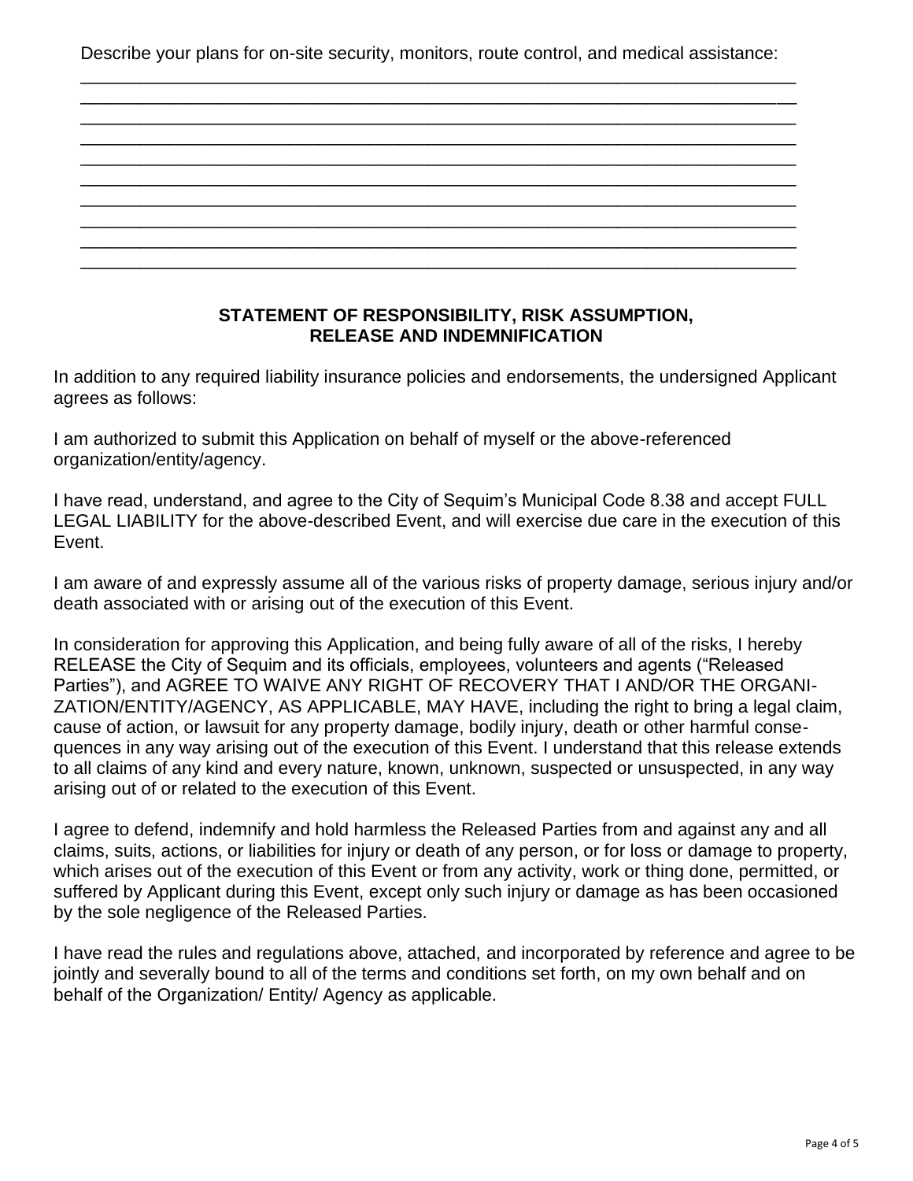Describe your plans for on-site security, monitors, route control, and medical assistance:

\_\_\_\_\_\_\_\_\_\_\_\_\_\_\_\_\_\_\_\_\_\_\_\_\_\_\_\_\_\_\_\_\_\_\_\_\_\_\_\_\_\_\_\_\_\_\_\_\_\_\_\_\_\_\_\_\_\_\_\_\_\_\_\_\_\_\_\_\_\_\_\_
\_\_\_\_\_\_\_\_\_\_\_\_\_\_\_\_\_\_\_\_\_\_\_\_\_\_\_\_\_\_\_\_\_\_\_\_\_\_\_\_\_\_\_\_\_\_\_\_\_\_\_\_\_\_\_\_\_\_\_\_\_\_\_\_\_\_\_\_\_\_\_\_
\_\_\_\_\_\_\_\_\_\_\_\_\_\_\_\_\_\_\_\_\_\_\_\_\_\_\_\_\_\_\_\_\_\_\_\_\_\_\_\_\_\_\_\_\_\_\_\_\_\_\_\_\_\_\_\_\_\_\_\_\_\_\_\_\_\_\_\_\_\_\_\_
\_\_\_\_\_\_\_\_\_\_\_\_\_\_\_\_\_\_\_\_\_\_\_\_\_\_\_\_\_\_\_\_\_\_\_\_\_\_\_\_\_\_\_\_\_\_\_\_\_\_\_\_\_\_\_\_\_\_\_\_\_\_\_\_\_\_\_\_\_\_\_\_
\_\_\_\_\_\_\_\_\_\_\_\_\_\_\_\_\_\_\_\_\_\_\_\_\_\_\_\_\_\_\_\_\_\_\_\_\_\_\_\_\_\_\_\_\_\_\_\_\_\_\_\_\_\_\_\_\_\_\_\_\_\_\_\_\_\_\_\_\_\_\_\_
\_\_\_\_\_\_\_\_\_\_\_\_\_\_\_\_\_\_\_\_\_\_\_\_\_\_\_\_\_\_\_\_\_\_\_\_\_\_\_\_\_\_\_\_\_\_\_\_\_\_\_\_\_\_\_\_\_\_\_\_\_\_\_\_\_\_\_\_\_\_\_\_
\_\_\_\_\_\_\_\_\_\_\_\_\_\_\_\_\_\_\_\_\_\_\_\_\_\_\_\_\_\_\_\_\_\_\_\_\_\_\_\_\_\_\_\_\_\_\_\_\_\_\_\_\_\_\_\_\_\_\_\_\_\_\_\_\_\_\_\_\_\_\_\_
\_\_\_\_\_\_\_\_\_\_\_\_\_\_\_\_\_\_\_\_\_\_\_\_\_\_\_\_\_\_\_\_\_\_\_\_\_\_\_\_\_\_\_\_\_\_\_\_\_\_\_\_\_\_\_\_\_\_\_\_\_\_\_\_\_\_\_\_\_\_\_\_
\_\_\_\_\_\_\_\_\_\_\_\_\_\_\_\_\_\_\_\_\_\_\_\_\_\_\_\_\_\_\_\_\_\_\_\_\_\_\_\_\_\_\_\_\_\_\_\_\_\_\_\_\_\_\_\_\_\_\_\_\_\_\_\_\_\_\_\_\_\_\_\_
\_\_\_\_\_\_\_\_\_\_\_\_\_\_\_\_\_\_\_\_\_\_\_\_\_\_\_\_\_\_\_\_\_\_\_\_\_\_\_\_\_\_\_\_\_\_\_\_\_\_\_\_\_\_\_\_\_\_\_\_\_\_\_\_\_\_\_\_\_\_\_\_

## STATEMENT OF RESPONSIBILITY, RISK ASSUMPTION, RELEASE AND INDEMNIFICATION

In addition to any required liability insurance policies and endorsements, the undersigned Applicant agrees as follows:

I am authorized to submit this Application on behalf of myself or the above-referenced organization/entity/agency.

I have read, understand, and agree to the City of Sequim's Municipal Code 8.38 and accept FULL LEGAL LIABILITY for the above-described Event, and will exercise due care in the execution of this Event.

I am aware of and expressly assume all of the various risks of property damage, serious injury and/or death associated with or arising out of the execution of this Event.

In consideration for approving this Application, and being fully aware of all of the risks, I hereby RELEASE the City of Sequim and its officials, employees, volunteers and agents ("Released Parties"), and AGREE TO WAIVE ANY RIGHT OF RECOVERY THAT I AND/OR THE ORGANIZATION/ENTITY/AGENCY, AS APPLICABLE, MAY HAVE, including the right to bring a legal claim, cause of action, or lawsuit for any property damage, bodily injury, death or other harmful consequences in any way arising out of the execution of this Event. I understand that this release extends to all claims of any kind and every nature, known, unknown, suspected or unsuspected, in any way arising out of or related to the execution of this Event.

I agree to defend, indemnify and hold harmless the Released Parties from and against any and all claims, suits, actions, or liabilities for injury or death of any person, or for loss or damage to property, which arises out of the execution of this Event or from any activity, work or thing done, permitted, or suffered by Applicant during this Event, except only such injury or damage as has been occasioned by the sole negligence of the Released Parties.

I have read the rules and regulations above, attached, and incorporated by reference and agree to be jointly and severally bound to all of the terms and conditions set forth, on my own behalf and on behalf of the Organization/ Entity/ Agency as applicable.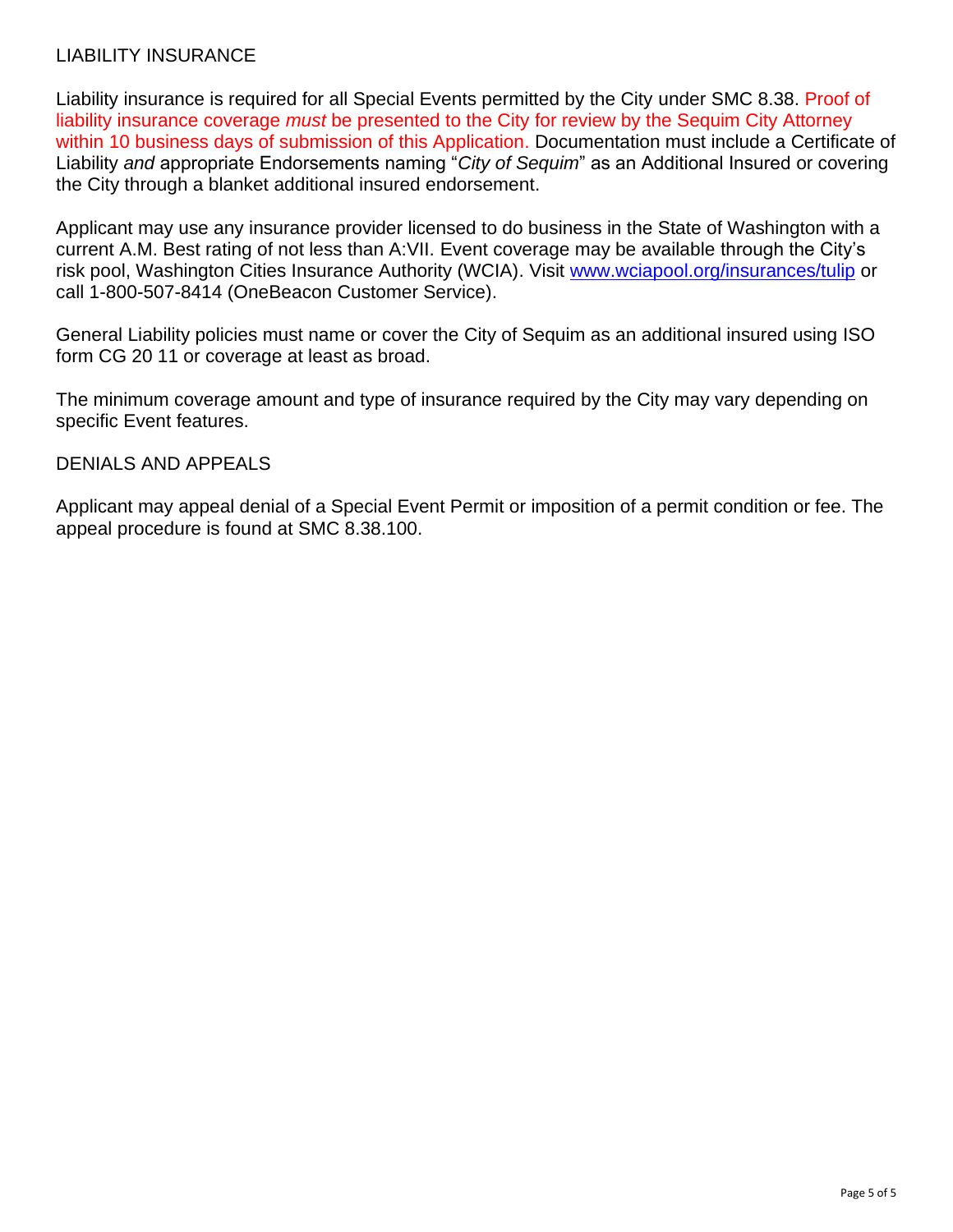## LIABILITY INSURANCE

Liability insurance is required for all Special Events permitted by the City under SMC 8.38. Proof of liability insurance coverage *must* be presented to the City for review by the Sequim City Attorney within 10 business days of submission of this Application. Documentation must include a Certificate of Liability *and* appropriate Endorsements naming "*City of Sequim*" as an Additional Insured or covering the City through a blanket additional insured endorsement.

Applicant may use any insurance provider licensed to do business in the State of Washington with a current A.M. Best rating of not less than A:VII. Event coverage may be available through the City's risk pool, Washington Cities Insurance Authority (WCIA). Visit [www.wciapool.org/insurances/tulip](www.wciapool.org/insurances/tulip) or call 1-800-507-8414 (OneBeacon Customer Service).

General Liability policies must name or cover the City of Sequim as an additional insured using ISO form CG 20 11 or coverage at least as broad.

The minimum coverage amount and type of insurance required by the City may vary depending on specific Event features.

## DENIALS AND APPEALS

Applicant may appeal denial of a Special Event Permit or imposition of a permit condition or fee. The appeal procedure is found at SMC 8.38.100.